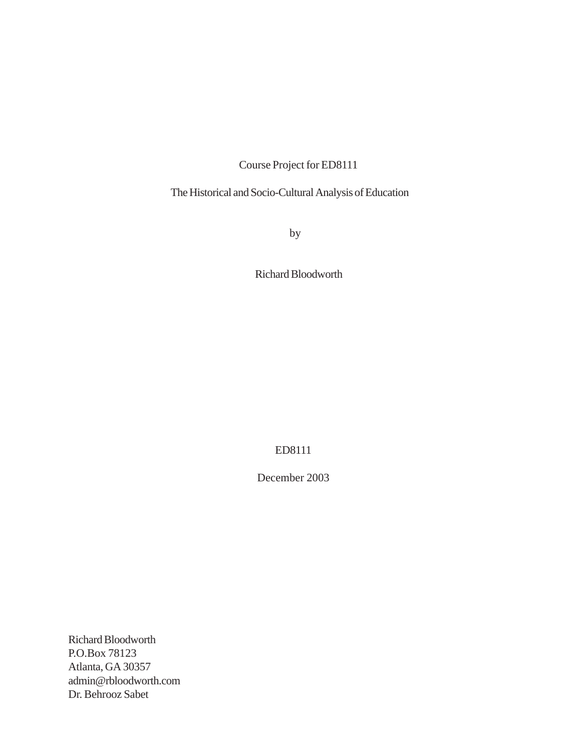Course Project for ED8111

The Historical and Socio-Cultural Analysis of Education

by

Richard Bloodworth

ED8111

December 2003

Richard Bloodworth
P.O.Box 78123
Atlanta, GA 30357
admin@rbloodworth.com
Dr. Behrooz Sabet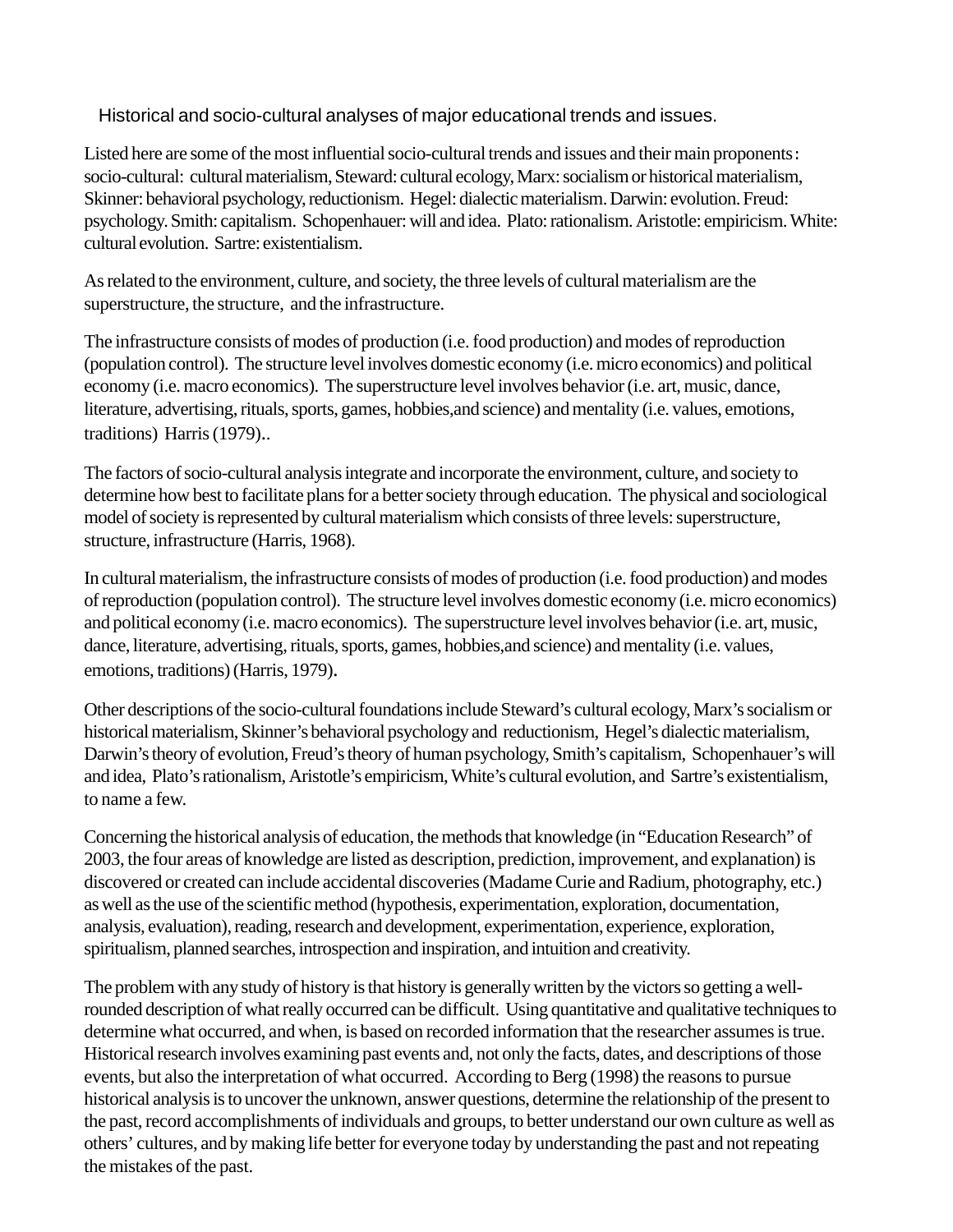## Historical and socio-cultural analyses of major educational trends and issues.

Listed here are some of the most influential socio-cultural trends and issues and their main proponents: socio-cultural: cultural materialism, Steward: cultural ecology, Marx: socialism or historical materialism, Skinner: behavioral psychology, reductionism. Hegel: dialectic materialism. Darwin: evolution. Freud: psychology. Smith: capitalism. Schopenhauer: will and idea. Plato: rationalism. Aristotle: empiricism. White: cultural evolution. Sartre: existentialism.

As related to the environment, culture, and society, the three levels of cultural materialism are the superstructure, the structure, and the infrastructure.

The infrastructure consists of modes of production (i.e. food production) and modes of reproduction (population control). The structure level involves domestic economy (i.e. micro economics) and political economy (i.e. macro economics). The superstructure level involves behavior (i.e. art, music, dance, literature, advertising, rituals, sports, games, hobbies,and science) and mentality (i.e. values, emotions, traditions) Harris (1979)..

The factors of socio-cultural analysis integrate and incorporate the environment, culture, and society to determine how best to facilitate plans for a better society through education. The physical and sociological model of society is represented by cultural materialism which consists of three levels: superstructure, structure, infrastructure (Harris, 1968).

In cultural materialism, the infrastructure consists of modes of production (i.e. food production) and modes of reproduction (population control). The structure level involves domestic economy (i.e. micro economics) and political economy (i.e. macro economics). The superstructure level involves behavior (i.e. art, music, dance, literature, advertising, rituals, sports, games, hobbies,and science) and mentality (i.e. values, emotions, traditions) (Harris, 1979).

Other descriptions of the socio-cultural foundations include Steward's cultural ecology, Marx's socialism or historical materialism, Skinner's behavioral psychology and reductionism, Hegel's dialectic materialism, Darwin's theory of evolution, Freud's theory of human psychology, Smith's capitalism, Schopenhauer's will and idea, Plato's rationalism, Aristotle's empiricism, White's cultural evolution, and Sartre's existentialism, to name a few.

Concerning the historical analysis of education, the methods that knowledge (in "Education Research" of 2003, the four areas of knowledge are listed as description, prediction, improvement, and explanation) is discovered or created can include accidental discoveries (Madame Curie and Radium, photography, etc.) as well as the use of the scientific method (hypothesis, experimentation, exploration, documentation, analysis, evaluation), reading, research and development, experimentation, experience, exploration, spiritualism, planned searches, introspection and inspiration, and intuition and creativity.

The problem with any study of history is that history is generally written by the victors so getting a well-rounded description of what really occurred can be difficult. Using quantitative and qualitative techniques to determine what occurred, and when, is based on recorded information that the researcher assumes is true. Historical research involves examining past events and, not only the facts, dates, and descriptions of those events, but also the interpretation of what occurred. According to Berg (1998) the reasons to pursue historical analysis is to uncover the unknown, answer questions, determine the relationship of the present to the past, record accomplishments of individuals and groups, to better understand our own culture as well as others' cultures, and by making life better for everyone today by understanding the past and not repeating the mistakes of the past.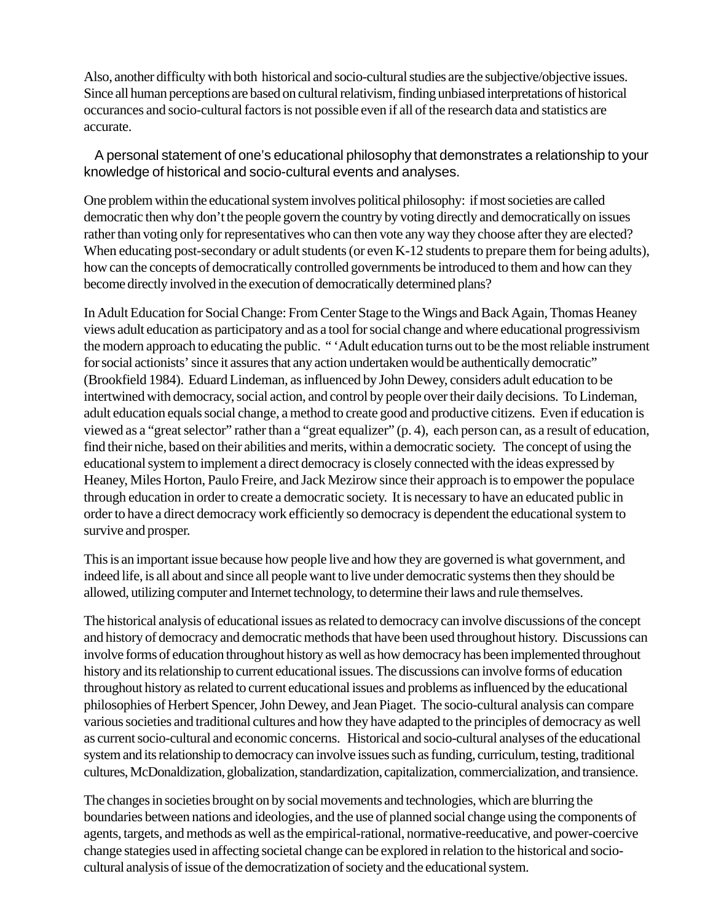Also, another difficulty with both historical and socio-cultural studies are the subjective/objective issues. Since all human perceptions are based on cultural relativism, finding unbiased interpretations of historical occurances and socio-cultural factors is not possible even if all of the research data and statistics are accurate.

A personal statement of one's educational philosophy that demonstrates a relationship to your knowledge of historical and socio-cultural events and analyses.

One problem within the educational system involves political philosophy: if most societies are called democratic then why don't the people govern the country by voting directly and democratically on issues rather than voting only for representatives who can then vote any way they choose after they are elected? When educating post-secondary or adult students (or even K-12 students to prepare them for being adults), how can the concepts of democratically controlled governments be introduced to them and how can they become directly involved in the execution of democratically determined plans?

In Adult Education for Social Change: From Center Stage to the Wings and Back Again, Thomas Heaney views adult education as participatory and as a tool for social change and where educational progressivism the modern approach to educating the public. " 'Adult education turns out to be the most reliable instrument for social actionists' since it assures that any action undertaken would be authentically democratic" (Brookfield 1984). Eduard Lindeman, as influenced by John Dewey, considers adult education to be intertwined with democracy, social action, and control by people over their daily decisions. To Lindeman, adult education equals social change, a method to create good and productive citizens. Even if education is viewed as a "great selector" rather than a "great equalizer" (p. 4), each person can, as a result of education, find their niche, based on their abilities and merits, within a democratic society. The concept of using the educational system to implement a direct democracy is closely connected with the ideas expressed by Heaney, Miles Horton, Paulo Freire, and Jack Mezirow since their approach is to empower the populace through education in order to create a democratic society. It is necessary to have an educated public in order to have a direct democracy work efficiently so democracy is dependent the educational system to survive and prosper.

This is an important issue because how people live and how they are governed is what government, and indeed life, is all about and since all people want to live under democratic systems then they should be allowed, utilizing computer and Internet technology, to determine their laws and rule themselves.

The historical analysis of educational issues as related to democracy can involve discussions of the concept and history of democracy and democratic methods that have been used throughout history. Discussions can involve forms of education throughout history as well as how democracy has been implemented throughout history and its relationship to current educational issues. The discussions can involve forms of education throughout history as related to current educational issues and problems as influenced by the educational philosophies of Herbert Spencer, John Dewey, and Jean Piaget. The socio-cultural analysis can compare various societies and traditional cultures and how they have adapted to the principles of democracy as well as current socio-cultural and economic concerns. Historical and socio-cultural analyses of the educational system and its relationship to democracy can involve issues such as funding, curriculum, testing, traditional cultures, McDonaldization, globalization, standardization, capitalization, commercialization, and transience.

The changes in societies brought on by social movements and technologies, which are blurring the boundaries between nations and ideologies, and the use of planned social change using the components of agents, targets, and methods as well as the empirical-rational, normative-reeducative, and power-coercive change stategies used in affecting societal change can be explored in relation to the historical and socio-cultural analysis of issue of the democratization of society and the educational system.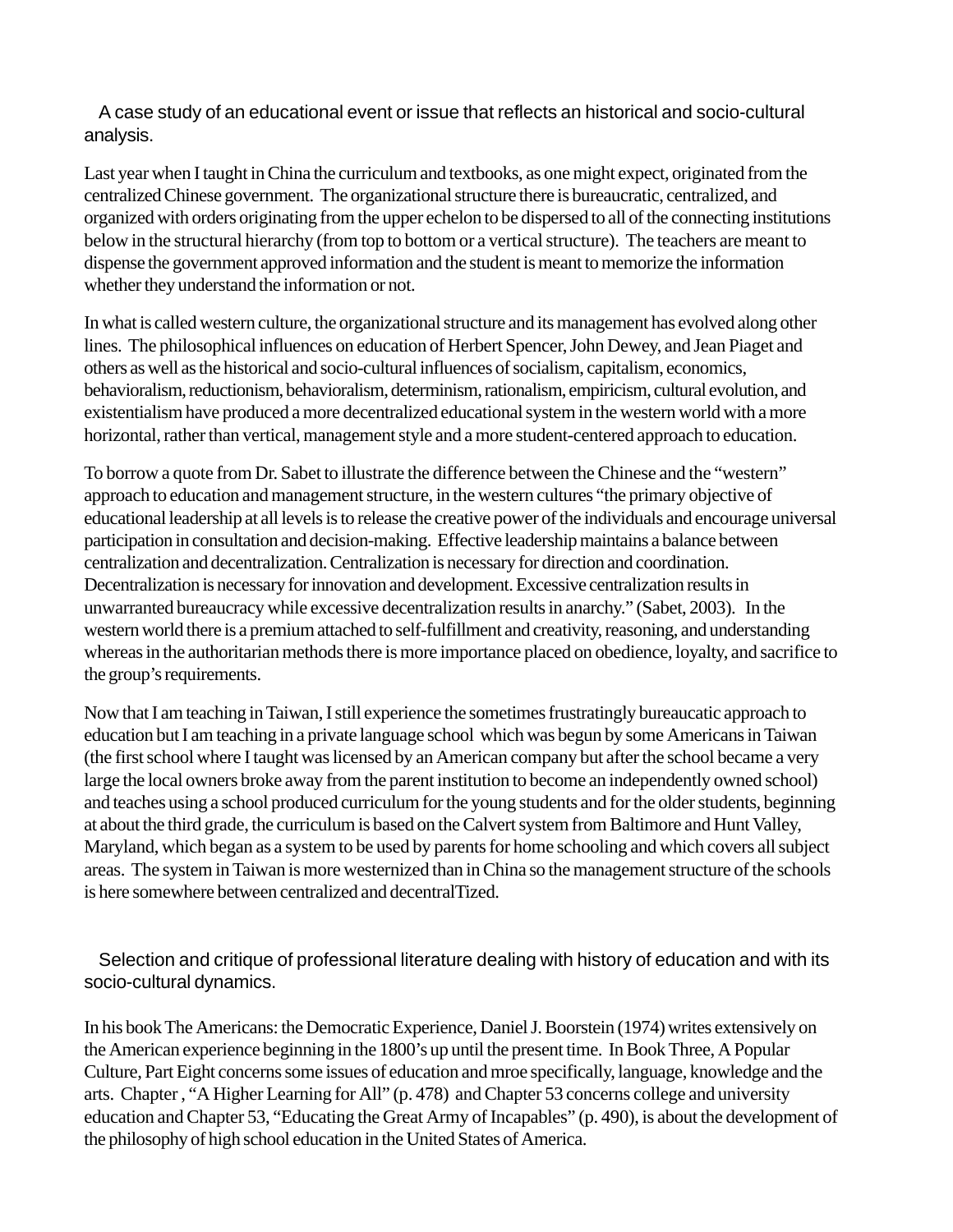A case study of an educational event or issue that reflects an historical and socio-cultural analysis.

Last year when I taught in China the curriculum and textbooks, as one might expect, originated from the centralized Chinese government. The organizational structure there is bureaucratic, centralized, and organized with orders originating from the upper echelon to be dispersed to all of the connecting institutions below in the structural hierarchy (from top to bottom or a vertical structure). The teachers are meant to dispense the government approved information and the student is meant to memorize the information whether they understand the information or not.

In what is called western culture, the organizational structure and its management has evolved along other lines. The philosophical influences on education of Herbert Spencer, John Dewey, and Jean Piaget and others as well as the historical and socio-cultural influences of socialism, capitalism, economics, behavioralism, reductionism, behavioralism, determinism, rationalism, empiricism, cultural evolution, and existentialism have produced a more decentralized educational system in the western world with a more horizontal, rather than vertical, management style and a more student-centered approach to education.

To borrow a quote from Dr. Sabet to illustrate the difference between the Chinese and the "western" approach to education and management structure, in the western cultures "the primary objective of educational leadership at all levels is to release the creative power of the individuals and encourage universal participation in consultation and decision-making. Effective leadership maintains a balance between centralization and decentralization. Centralization is necessary for direction and coordination. Decentralization is necessary for innovation and development. Excessive centralization results in unwarranted bureaucracy while excessive decentralization results in anarchy." (Sabet, 2003). In the western world there is a premium attached to self-fulfillment and creativity, reasoning, and understanding whereas in the authoritarian methods there is more importance placed on obedience, loyalty, and sacrifice to the group's requirements.

Now that I am teaching in Taiwan, I still experience the sometimes frustratingly bureaucatic approach to education but I am teaching in a private language school which was begun by some Americans in Taiwan (the first school where I taught was licensed by an American company but after the school became a very large the local owners broke away from the parent institution to become an independently owned school) and teaches using a school produced curriculum for the young students and for the older students, beginning at about the third grade, the curriculum is based on the Calvert system from Baltimore and Hunt Valley, Maryland, which began as a system to be used by parents for home schooling and which covers all subject areas. The system in Taiwan is more westernized than in China so the management structure of the schools is here somewhere between centralized and decentralTized.

Selection and critique of professional literature dealing with history of education and with its socio-cultural dynamics.

In his book The Americans: the Democratic Experience, Daniel J. Boorstein (1974) writes extensively on the American experience beginning in the 1800's up until the present time. In Book Three, A Popular Culture, Part Eight concerns some issues of education and mroe specifically, language, knowledge and the arts. Chapter , "A Higher Learning for All" (p. 478) and Chapter 53 concerns college and university education and Chapter 53, "Educating the Great Army of Incapables" (p. 490), is about the development of the philosophy of high school education in the United States of America.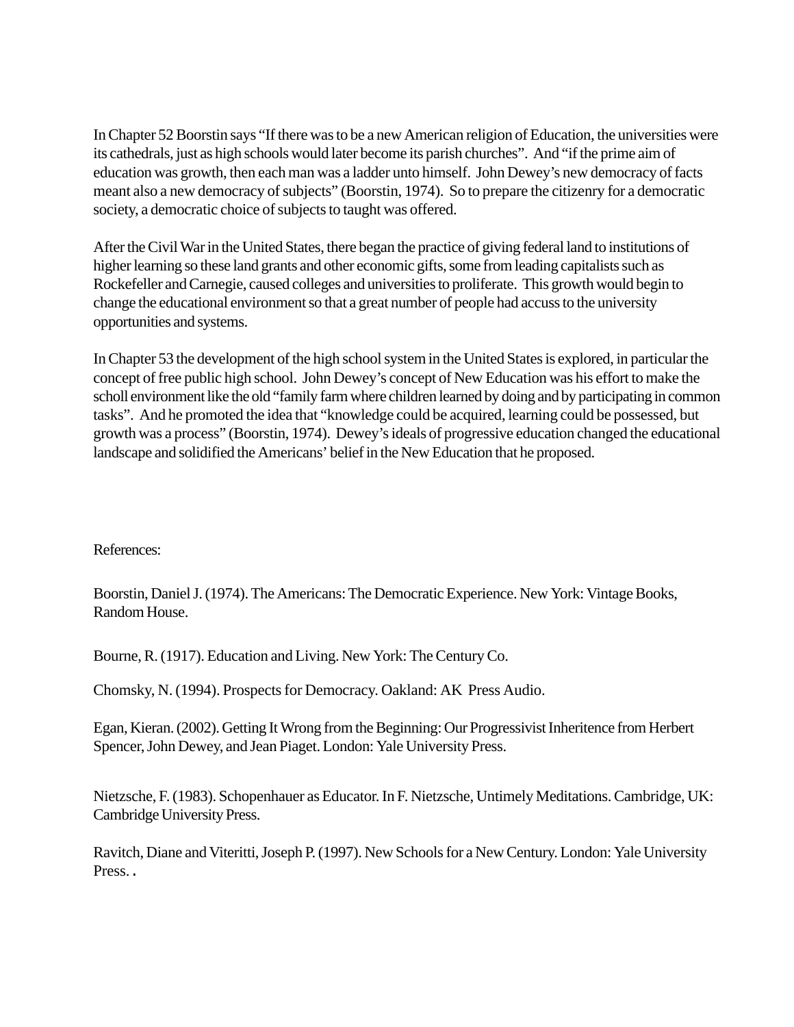In Chapter 52 Boorstin says "If there was to be a new American religion of Education, the universities were its cathedrals, just as high schools would later become its parish churches". And "if the prime aim of education was growth, then each man was a ladder unto himself. John Dewey's new democracy of facts meant also a new democracy of subjects" (Boorstin, 1974). So to prepare the citizenry for a democratic society, a democratic choice of subjects to taught was offered.

After the Civil War in the United States, there began the practice of giving federal land to institutions of higher learning so these land grants and other economic gifts, some from leading capitalists such as Rockefeller and Carnegie, caused colleges and universities to proliferate. This growth would begin to change the educational environment so that a great number of people had accuss to the university opportunities and systems.

In Chapter 53 the development of the high school system in the United States is explored, in particular the concept of free public high school. John Dewey's concept of New Education was his effort to make the scholl environment like the old "family farm where children learned by doing and by participating in common tasks". And he promoted the idea that "knowledge could be acquired, learning could be possessed, but growth was a process" (Boorstin, 1974). Dewey's ideals of progressive education changed the educational landscape and solidified the Americans' belief in the New Education that he proposed.

References:

Boorstin, Daniel J. (1974). The Americans: The Democratic Experience. New York: Vintage Books, Random House.

Bourne, R. (1917). Education and Living. New York: The Century Co.

Chomsky, N. (1994). Prospects for Democracy. Oakland: AK Press Audio.

Egan, Kieran. (2002). Getting It Wrong from the Beginning: Our Progressivist Inheritence from Herbert Spencer, John Dewey, and Jean Piaget. London: Yale University Press.

Nietzsche, F. (1983). Schopenhauer as Educator. In F. Nietzsche, Untimely Meditations. Cambridge, UK: Cambridge University Press.

Ravitch, Diane and Viteritti, Joseph P. (1997). New Schools for a New Century. London: Yale University Press. .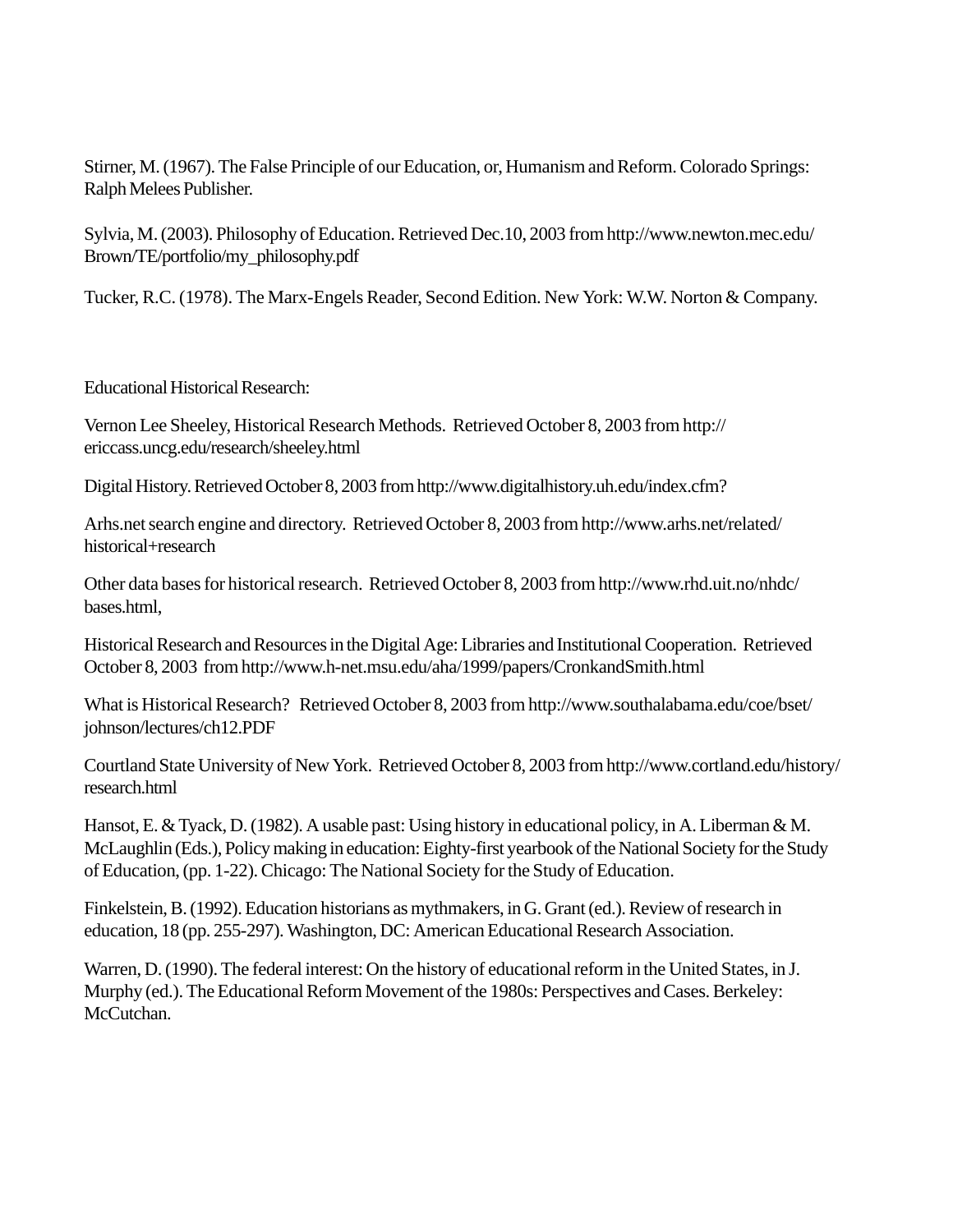Stirner, M. (1967). The False Principle of our Education, or, Humanism and Reform. Colorado Springs: Ralph Melees Publisher.

Sylvia, M. (2003). Philosophy of Education. Retrieved Dec.10, 2003 from http://www.newton.mec.edu/Brown/TE/portfolio/my_philosophy.pdf

Tucker, R.C. (1978). The Marx-Engels Reader, Second Edition. New York: W.W. Norton & Company.

Educational Historical Research:

Vernon Lee Sheeley, Historical Research Methods. Retrieved October 8, 2003 from http://ericcass.uncg.edu/research/sheeley.html

Digital History. Retrieved October 8, 2003 from http://www.digitalhistory.uh.edu/index.cfm?

Arhs.net search engine and directory. Retrieved October 8, 2003 from http://www.arhs.net/related/historical+research

Other data bases for historical research. Retrieved October 8, 2003 from http://www.rhd.uit.no/nhdc/bases.html,

Historical Research and Resources in the Digital Age: Libraries and Institutional Cooperation. Retrieved October 8, 2003 from http://www.h-net.msu.edu/aha/1999/papers/CronkandSmith.html

What is Historical Research? Retrieved October 8, 2003 from http://www.southalabama.edu/coe/bset/johnson/lectures/ch12.PDF

Courtland State University of New York. Retrieved October 8, 2003 from http://www.cortland.edu/history/research.html

Hansot, E. & Tyack, D. (1982). A usable past: Using history in educational policy, in A. Liberman & M. McLaughlin (Eds.), Policy making in education: Eighty-first yearbook of the National Society for the Study of Education, (pp. 1-22). Chicago: The National Society for the Study of Education.

Finkelstein, B. (1992). Education historians as mythmakers, in G. Grant (ed.). Review of research in education, 18 (pp. 255-297). Washington, DC: American Educational Research Association.

Warren, D. (1990). The federal interest: On the history of educational reform in the United States, in J. Murphy (ed.). The Educational Reform Movement of the 1980s: Perspectives and Cases. Berkeley: McCutchan.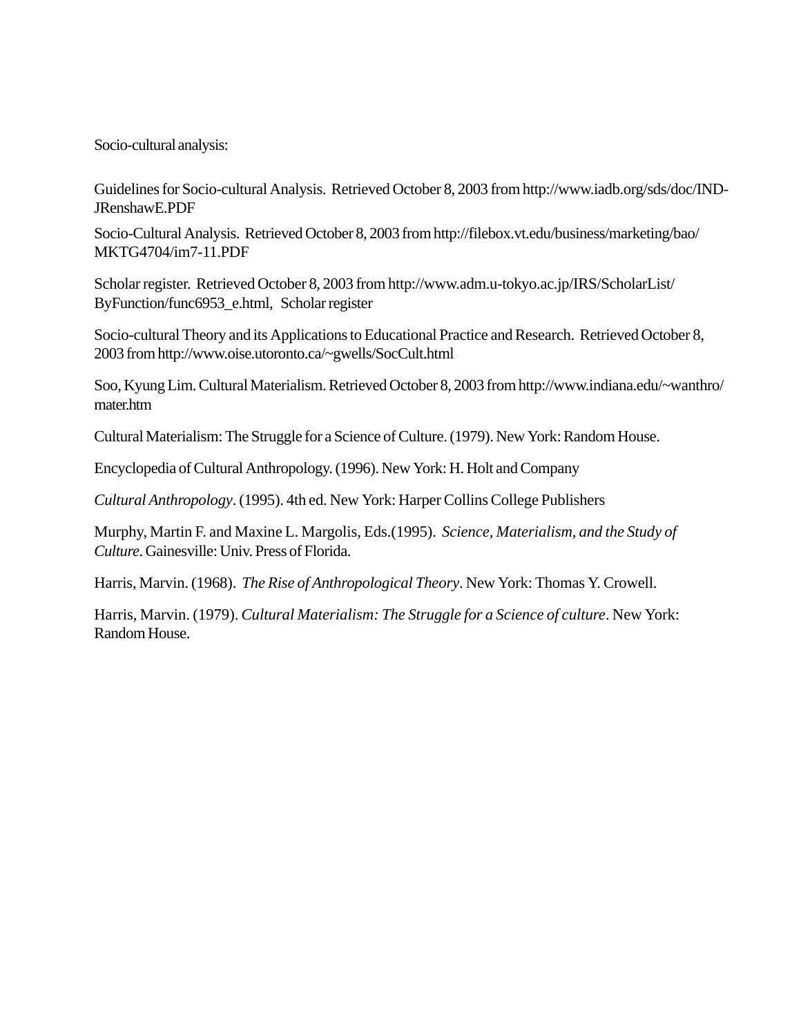Socio-cultural analysis:

Guidelines for Socio-cultural Analysis. Retrieved October 8, 2003 from http://www.iadb.org/sds/doc/IND-JRenshawE.PDF

Socio-Cultural Analysis. Retrieved October 8, 2003 from http://filebox.vt.edu/business/marketing/bao/MKTG4704/im7-11.PDF

Scholar register. Retrieved October 8, 2003 from http://www.adm.u-tokyo.ac.jp/IRS/ScholarList/ByFunction/func6953_e.html, Scholar register

Socio-cultural Theory and its Applications to Educational Practice and Research. Retrieved October 8, 2003 from http://www.oise.utoronto.ca/~gwells/SocCult.html

Soo, Kyung Lim. Cultural Materialism. Retrieved October 8, 2003 from http://www.indiana.edu/~wanthro/mater.htm

Cultural Materialism: The Struggle for a Science of Culture. (1979). New York: Random House.

Encyclopedia of Cultural Anthropology. (1996). New York: H. Holt and Company

*Cultural Anthropology*. (1995). 4th ed. New York: Harper Collins College Publishers

Murphy, Martin F. and Maxine L. Margolis, Eds.(1995). *Science, Materialism, and the Study of Culture*. Gainesville: Univ. Press of Florida.

Harris, Marvin. (1968). *The Rise of Anthropological Theory*. New York: Thomas Y. Crowell.

Harris, Marvin. (1979). *Cultural Materialism: The Struggle for a Science of culture*. New York: Random House.